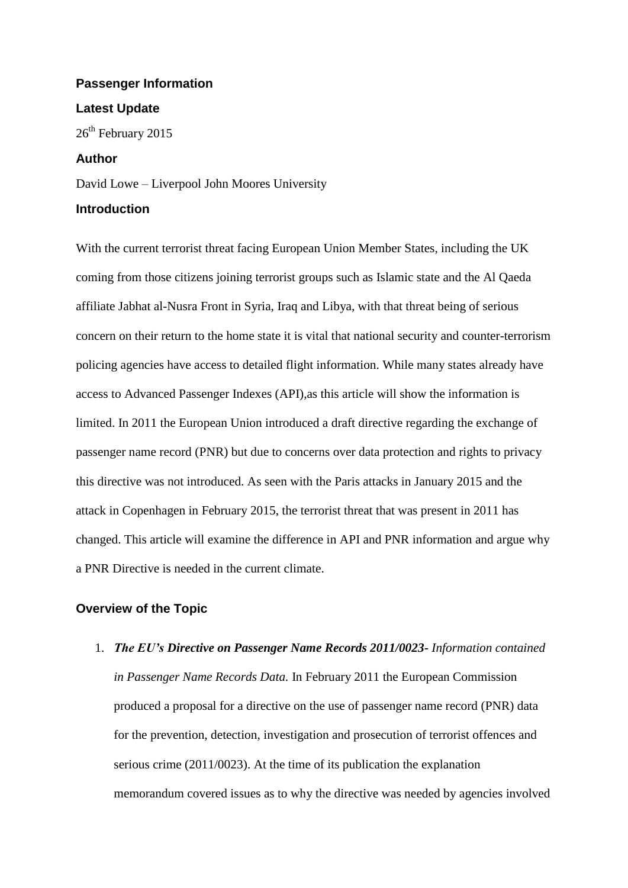## Passenger Information

### Latest Update

26th February 2015

### Author

David Lowe – Liverpool John Moores University

### Introduction

With the current terrorist threat facing European Union Member States, including the UK coming from those citizens joining terrorist groups such as Islamic state and the Al Qaeda affiliate Jabhat al-Nusra Front in Syria, Iraq and Libya, with that threat being of serious concern on their return to the home state it is vital that national security and counter-terrorism policing agencies have access to detailed flight information. While many states already have access to Advanced Passenger Indexes (API),as this article will show the information is limited. In 2011 the European Union introduced a draft directive regarding the exchange of passenger name record (PNR) but due to concerns over data protection and rights to privacy this directive was not introduced. As seen with the Paris attacks in January 2015 and the attack in Copenhagen in February 2015, the terrorist threat that was present in 2011 has changed. This article will examine the difference in API and PNR information and argue why a PNR Directive is needed in the current climate.

### Overview of the Topic

1. ***The EU's Directive on Passenger Name Records 2011/0023-*** *Information contained in Passenger Name Records Data.* In February 2011 the European Commission produced a proposal for a directive on the use of passenger name record (PNR) data for the prevention, detection, investigation and prosecution of terrorist offences and serious crime (2011/0023). At the time of its publication the explanation memorandum covered issues as to why the directive was needed by agencies involved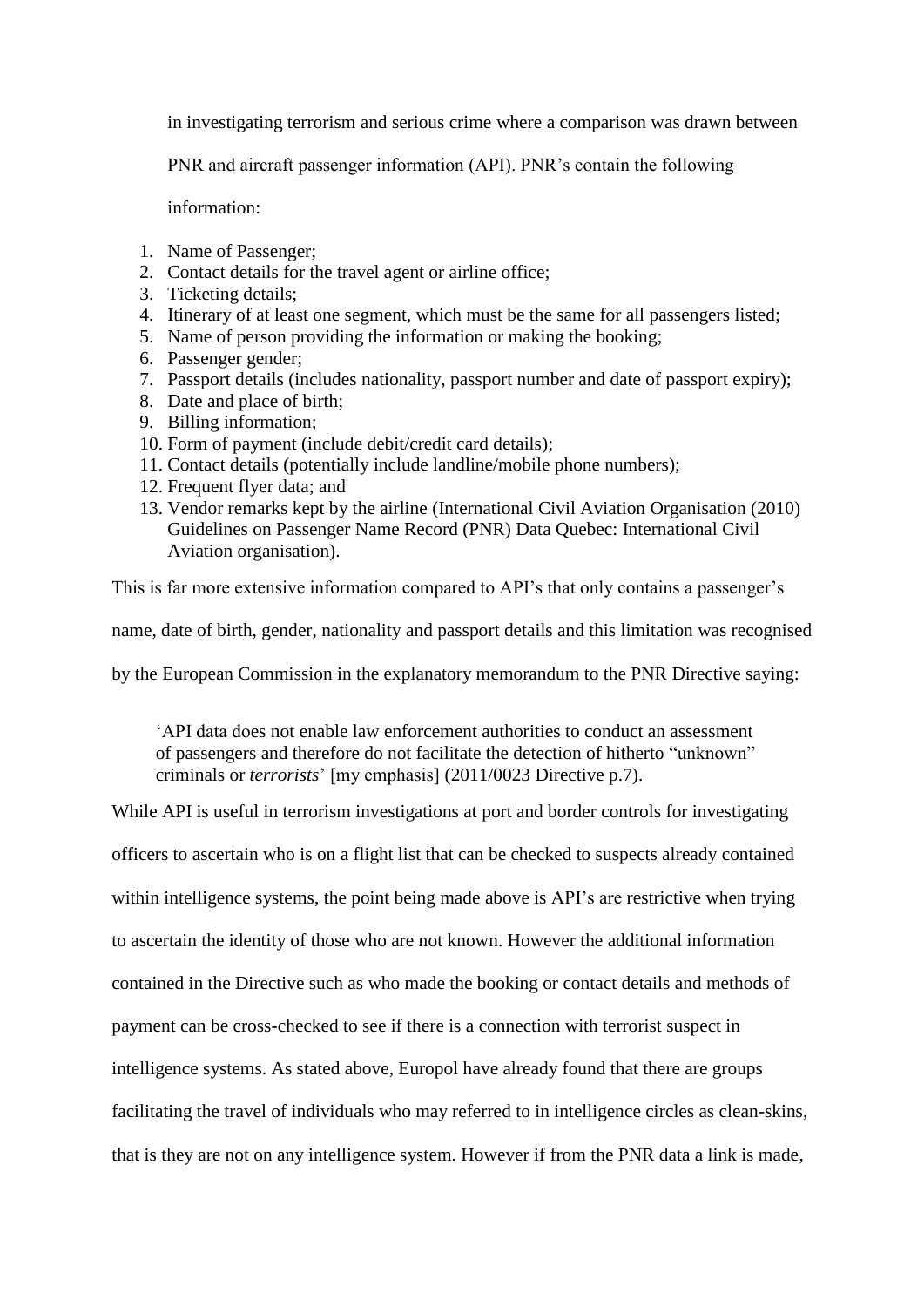in investigating terrorism and serious crime where a comparison was drawn between PNR and aircraft passenger information (API). PNR's contain the following information:

1. Name of Passenger;
2. Contact details for the travel agent or airline office;
3. Ticketing details;
4. Itinerary of at least one segment, which must be the same for all passengers listed;
5. Name of person providing the information or making the booking;
6. Passenger gender;
7. Passport details (includes nationality, passport number and date of passport expiry);
8. Date and place of birth;
9. Billing information;
10. Form of payment (include debit/credit card details);
11. Contact details (potentially include landline/mobile phone numbers);
12. Frequent flyer data; and
13. Vendor remarks kept by the airline (International Civil Aviation Organisation (2010) Guidelines on Passenger Name Record (PNR) Data Quebec: International Civil Aviation organisation).

This is far more extensive information compared to API's that only contains a passenger's name, date of birth, gender, nationality and passport details and this limitation was recognised by the European Commission in the explanatory memorandum to the PNR Directive saying:

> 'API data does not enable law enforcement authorities to conduct an assessment of passengers and therefore do not facilitate the detection of hitherto "unknown" criminals or *terrorists*' [my emphasis] (2011/0023 Directive p.7).

While API is useful in terrorism investigations at port and border controls for investigating officers to ascertain who is on a flight list that can be checked to suspects already contained within intelligence systems, the point being made above is API's are restrictive when trying to ascertain the identity of those who are not known. However the additional information contained in the Directive such as who made the booking or contact details and methods of payment can be cross-checked to see if there is a connection with terrorist suspect in intelligence systems. As stated above, Europol have already found that there are groups facilitating the travel of individuals who may referred to in intelligence circles as clean-skins, that is they are not on any intelligence system. However if from the PNR data a link is made,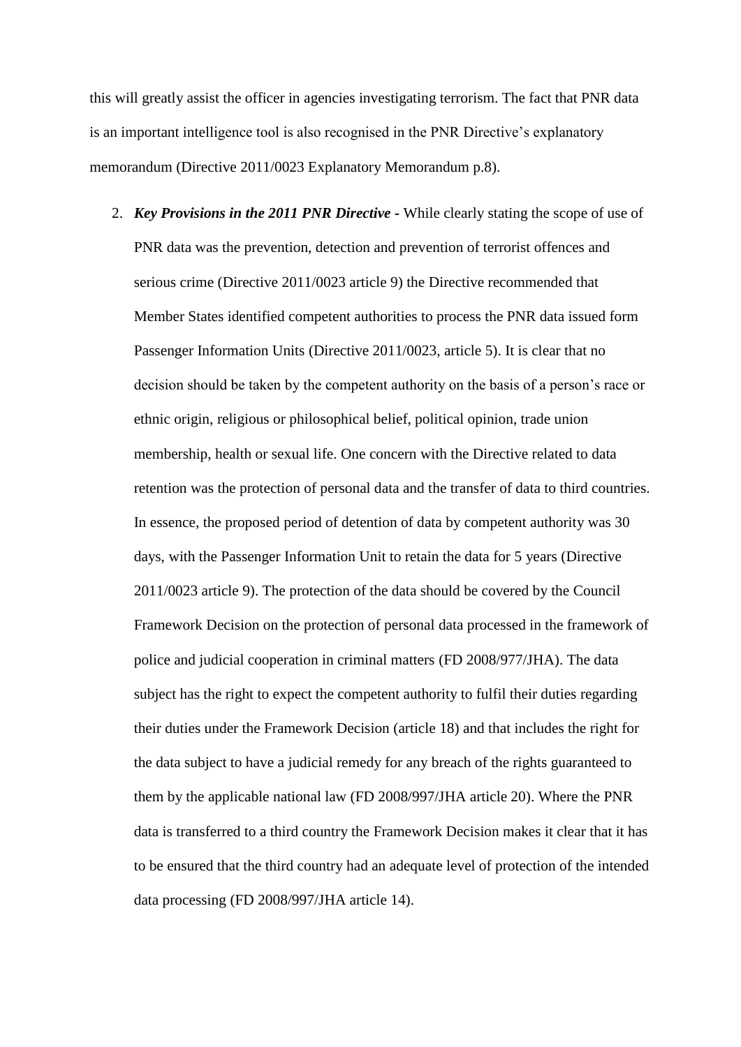this will greatly assist the officer in agencies investigating terrorism. The fact that PNR data is an important intelligence tool is also recognised in the PNR Directive's explanatory memorandum (Directive 2011/0023 Explanatory Memorandum p.8).

2. ***Key Provisions in the 2011 PNR Directive*** - While clearly stating the scope of use of PNR data was the prevention, detection and prevention of terrorist offences and serious crime (Directive 2011/0023 article 9) the Directive recommended that Member States identified competent authorities to process the PNR data issued form Passenger Information Units (Directive 2011/0023, article 5). It is clear that no decision should be taken by the competent authority on the basis of a person's race or ethnic origin, religious or philosophical belief, political opinion, trade union membership, health or sexual life. One concern with the Directive related to data retention was the protection of personal data and the transfer of data to third countries. In essence, the proposed period of detention of data by competent authority was 30 days, with the Passenger Information Unit to retain the data for 5 years (Directive 2011/0023 article 9). The protection of the data should be covered by the Council Framework Decision on the protection of personal data processed in the framework of police and judicial cooperation in criminal matters (FD 2008/977/JHA). The data subject has the right to expect the competent authority to fulfil their duties regarding their duties under the Framework Decision (article 18) and that includes the right for the data subject to have a judicial remedy for any breach of the rights guaranteed to them by the applicable national law (FD 2008/997/JHA article 20). Where the PNR data is transferred to a third country the Framework Decision makes it clear that it has to be ensured that the third country had an adequate level of protection of the intended data processing (FD 2008/997/JHA article 14).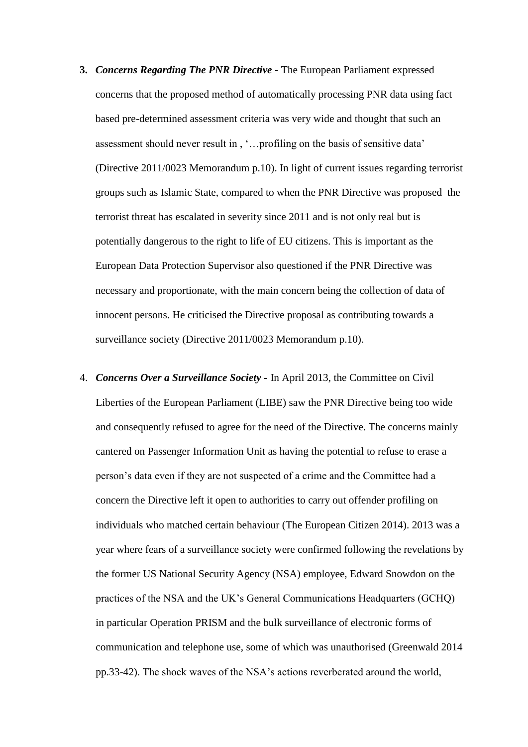3. ***Concerns Regarding The PNR Directive*** - The European Parliament expressed concerns that the proposed method of automatically processing PNR data using fact based pre-determined assessment criteria was very wide and thought that such an assessment should never result in , '…profiling on the basis of sensitive data' (Directive 2011/0023 Memorandum p.10). In light of current issues regarding terrorist groups such as Islamic State, compared to when the PNR Directive was proposed the terrorist threat has escalated in severity since 2011 and is not only real but is potentially dangerous to the right to life of EU citizens. This is important as the European Data Protection Supervisor also questioned if the PNR Directive was necessary and proportionate, with the main concern being the collection of data of innocent persons. He criticised the Directive proposal as contributing towards a surveillance society (Directive 2011/0023 Memorandum p.10).

4. ***Concerns Over a Surveillance Society*** - In April 2013, the Committee on Civil Liberties of the European Parliament (LIBE) saw the PNR Directive being too wide and consequently refused to agree for the need of the Directive. The concerns mainly cantered on Passenger Information Unit as having the potential to refuse to erase a person's data even if they are not suspected of a crime and the Committee had a concern the Directive left it open to authorities to carry out offender profiling on individuals who matched certain behaviour (The European Citizen 2014). 2013 was a year where fears of a surveillance society were confirmed following the revelations by the former US National Security Agency (NSA) employee, Edward Snowdon on the practices of the NSA and the UK's General Communications Headquarters (GCHQ) in particular Operation PRISM and the bulk surveillance of electronic forms of communication and telephone use, some of which was unauthorised (Greenwald 2014 pp.33-42). The shock waves of the NSA's actions reverberated around the world,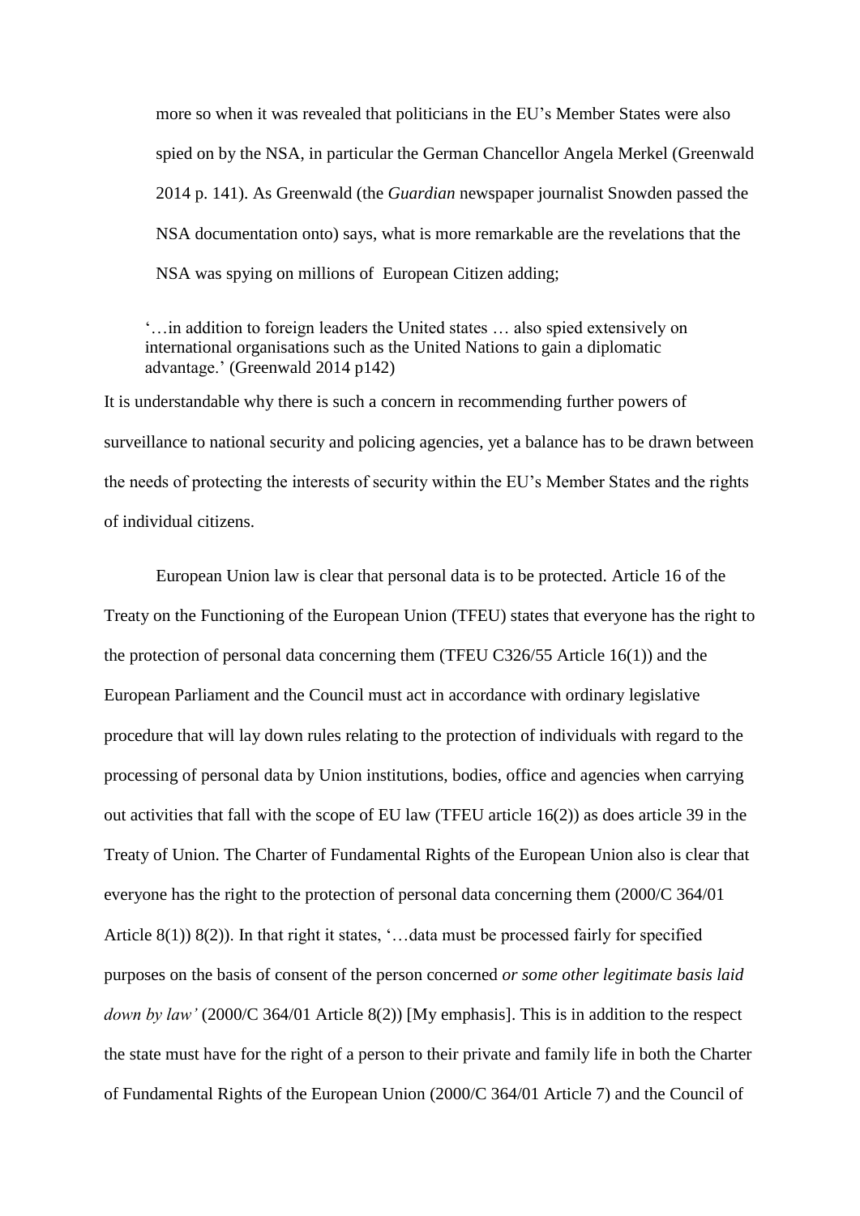more so when it was revealed that politicians in the EU's Member States were also spied on by the NSA, in particular the German Chancellor Angela Merkel (Greenwald 2014 p. 141). As Greenwald (the *Guardian* newspaper journalist Snowden passed the NSA documentation onto) says, what is more remarkable are the revelations that the NSA was spying on millions of European Citizen adding;

> '…in addition to foreign leaders the United states … also spied extensively on international organisations such as the United Nations to gain a diplomatic advantage.' (Greenwald 2014 p142)

It is understandable why there is such a concern in recommending further powers of surveillance to national security and policing agencies, yet a balance has to be drawn between the needs of protecting the interests of security within the EU's Member States and the rights of individual citizens.

European Union law is clear that personal data is to be protected. Article 16 of the Treaty on the Functioning of the European Union (TFEU) states that everyone has the right to the protection of personal data concerning them (TFEU C326/55 Article 16(1)) and the European Parliament and the Council must act in accordance with ordinary legislative procedure that will lay down rules relating to the protection of individuals with regard to the processing of personal data by Union institutions, bodies, office and agencies when carrying out activities that fall with the scope of EU law (TFEU article 16(2)) as does article 39 in the Treaty of Union. The Charter of Fundamental Rights of the European Union also is clear that everyone has the right to the protection of personal data concerning them (2000/C 364/01 Article 8(1)) 8(2)). In that right it states, '…data must be processed fairly for specified purposes on the basis of consent of the person concerned *or some other legitimate basis laid down by law'* (2000/C 364/01 Article 8(2)) [My emphasis]. This is in addition to the respect the state must have for the right of a person to their private and family life in both the Charter of Fundamental Rights of the European Union (2000/C 364/01 Article 7) and the Council of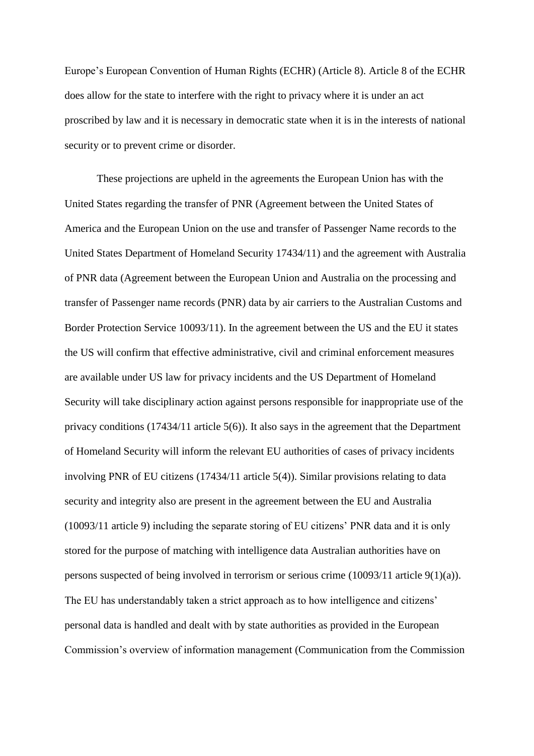Europe's European Convention of Human Rights (ECHR) (Article 8). Article 8 of the ECHR does allow for the state to interfere with the right to privacy where it is under an act proscribed by law and it is necessary in democratic state when it is in the interests of national security or to prevent crime or disorder.

These projections are upheld in the agreements the European Union has with the United States regarding the transfer of PNR (Agreement between the United States of America and the European Union on the use and transfer of Passenger Name records to the United States Department of Homeland Security 17434/11) and the agreement with Australia of PNR data (Agreement between the European Union and Australia on the processing and transfer of Passenger name records (PNR) data by air carriers to the Australian Customs and Border Protection Service 10093/11). In the agreement between the US and the EU it states the US will confirm that effective administrative, civil and criminal enforcement measures are available under US law for privacy incidents and the US Department of Homeland Security will take disciplinary action against persons responsible for inappropriate use of the privacy conditions (17434/11 article 5(6)). It also says in the agreement that the Department of Homeland Security will inform the relevant EU authorities of cases of privacy incidents involving PNR of EU citizens (17434/11 article 5(4)). Similar provisions relating to data security and integrity also are present in the agreement between the EU and Australia (10093/11 article 9) including the separate storing of EU citizens' PNR data and it is only stored for the purpose of matching with intelligence data Australian authorities have on persons suspected of being involved in terrorism or serious crime (10093/11 article 9(1)(a)). The EU has understandably taken a strict approach as to how intelligence and citizens' personal data is handled and dealt with by state authorities as provided in the European Commission's overview of information management (Communication from the Commission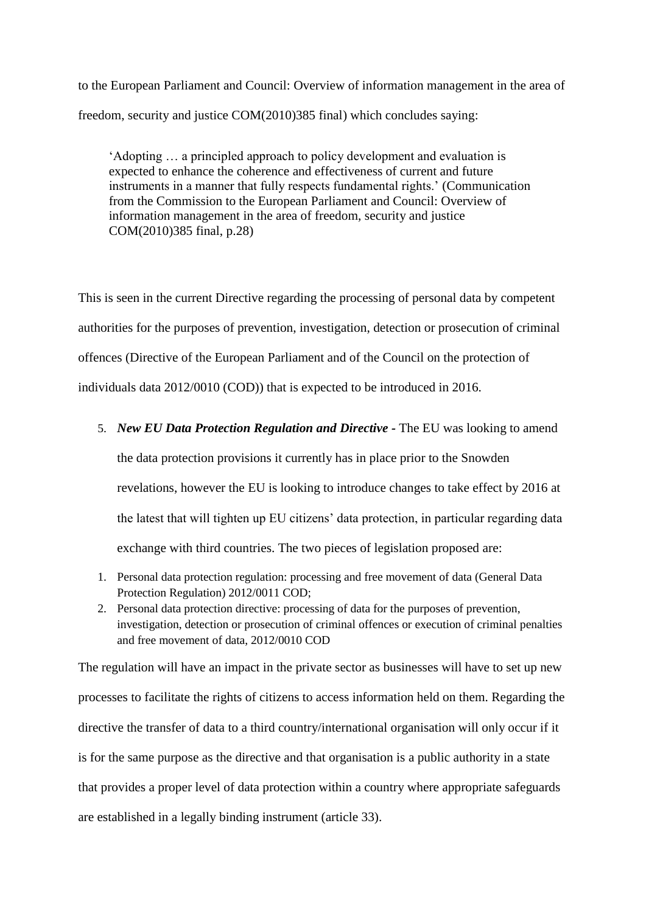to the European Parliament and Council: Overview of information management in the area of freedom, security and justice COM(2010)385 final) which concludes saying:

> 'Adopting … a principled approach to policy development and evaluation is expected to enhance the coherence and effectiveness of current and future instruments in a manner that fully respects fundamental rights.' (Communication from the Commission to the European Parliament and Council: Overview of information management in the area of freedom, security and justice COM(2010)385 final, p.28)

This is seen in the current Directive regarding the processing of personal data by competent authorities for the purposes of prevention, investigation, detection or prosecution of criminal offences (Directive of the European Parliament and of the Council on the protection of individuals data 2012/0010 (COD)) that is expected to be introduced in 2016.

5. ***New EU Data Protection Regulation and Directive*** - The EU was looking to amend the data protection provisions it currently has in place prior to the Snowden revelations, however the EU is looking to introduce changes to take effect by 2016 at the latest that will tighten up EU citizens' data protection, in particular regarding data exchange with third countries. The two pieces of legislation proposed are:

1. Personal data protection regulation: processing and free movement of data (General Data Protection Regulation) 2012/0011 COD;
2. Personal data protection directive: processing of data for the purposes of prevention, investigation, detection or prosecution of criminal offences or execution of criminal penalties and free movement of data, 2012/0010 COD

The regulation will have an impact in the private sector as businesses will have to set up new processes to facilitate the rights of citizens to access information held on them. Regarding the directive the transfer of data to a third country/international organisation will only occur if it is for the same purpose as the directive and that organisation is a public authority in a state that provides a proper level of data protection within a country where appropriate safeguards are established in a legally binding instrument (article 33).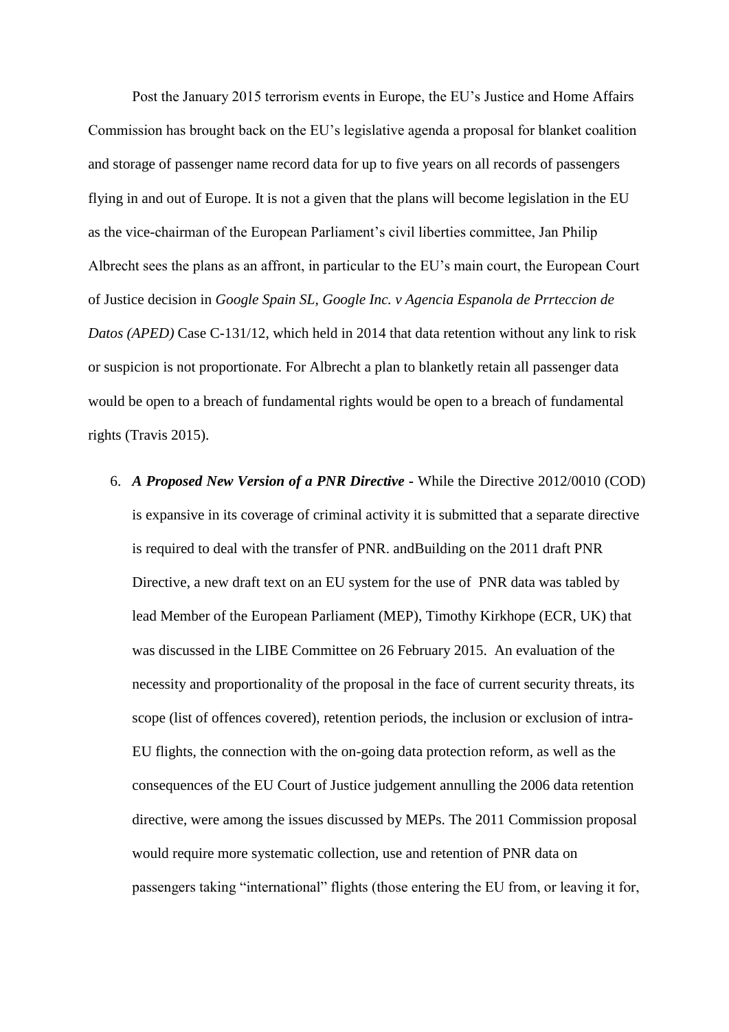Post the January 2015 terrorism events in Europe, the EU's Justice and Home Affairs Commission has brought back on the EU's legislative agenda a proposal for blanket coalition and storage of passenger name record data for up to five years on all records of passengers flying in and out of Europe. It is not a given that the plans will become legislation in the EU as the vice-chairman of the European Parliament's civil liberties committee, Jan Philip Albrecht sees the plans as an affront, in particular to the EU's main court, the European Court of Justice decision in *Google Spain SL, Google Inc. v Agencia Espanola de Prrteccion de Datos (APED)* Case C-131/12, which held in 2014 that data retention without any link to risk or suspicion is not proportionate. For Albrecht a plan to blanketly retain all passenger data would be open to a breach of fundamental rights would be open to a breach of fundamental rights (Travis 2015).

6. ***A Proposed New Version of a PNR Directive*** - While the Directive 2012/0010 (COD) is expansive in its coverage of criminal activity it is submitted that a separate directive is required to deal with the transfer of PNR. andBuilding on the 2011 draft PNR Directive, a new draft text on an EU system for the use of PNR data was tabled by lead Member of the European Parliament (MEP), Timothy Kirkhope (ECR, UK) that was discussed in the LIBE Committee on 26 February 2015. An evaluation of the necessity and proportionality of the proposal in the face of current security threats, its scope (list of offences covered), retention periods, the inclusion or exclusion of intra-EU flights, the connection with the on-going data protection reform, as well as the consequences of the EU Court of Justice judgement annulling the 2006 data retention directive, were among the issues discussed by MEPs. The 2011 Commission proposal would require more systematic collection, use and retention of PNR data on passengers taking "international" flights (those entering the EU from, or leaving it for,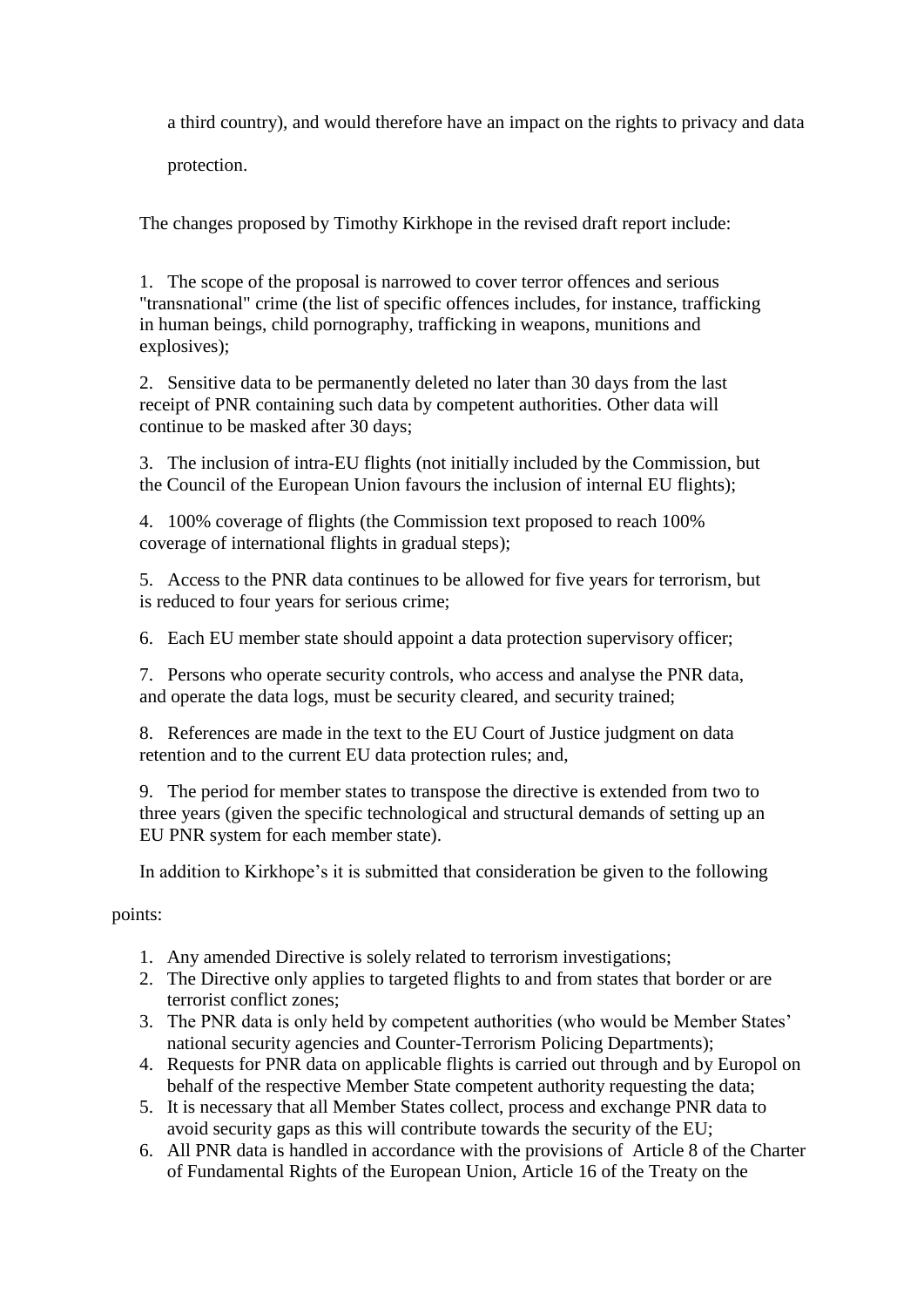a third country), and would therefore have an impact on the rights to privacy and data protection.

The changes proposed by Timothy Kirkhope in the revised draft report include:

1. The scope of the proposal is narrowed to cover terror offences and serious "transnational" crime (the list of specific offences includes, for instance, trafficking in human beings, child pornography, trafficking in weapons, munitions and explosives);

2. Sensitive data to be permanently deleted no later than 30 days from the last receipt of PNR containing such data by competent authorities. Other data will continue to be masked after 30 days;

3. The inclusion of intra-EU flights (not initially included by the Commission, but the Council of the European Union favours the inclusion of internal EU flights);

4. 100% coverage of flights (the Commission text proposed to reach 100% coverage of international flights in gradual steps);

5. Access to the PNR data continues to be allowed for five years for terrorism, but is reduced to four years for serious crime;

6. Each EU member state should appoint a data protection supervisory officer;

7. Persons who operate security controls, who access and analyse the PNR data, and operate the data logs, must be security cleared, and security trained;

8. References are made in the text to the EU Court of Justice judgment on data retention and to the current EU data protection rules; and,

9. The period for member states to transpose the directive is extended from two to three years (given the specific technological and structural demands of setting up an EU PNR system for each member state).

In addition to Kirkhope's it is submitted that consideration be given to the following points:

1. Any amended Directive is solely related to terrorism investigations;
2. The Directive only applies to targeted flights to and from states that border or are terrorist conflict zones;
3. The PNR data is only held by competent authorities (who would be Member States' national security agencies and Counter-Terrorism Policing Departments);
4. Requests for PNR data on applicable flights is carried out through and by Europol on behalf of the respective Member State competent authority requesting the data;
5. It is necessary that all Member States collect, process and exchange PNR data to avoid security gaps as this will contribute towards the security of the EU;
6. All PNR data is handled in accordance with the provisions of Article 8 of the Charter of Fundamental Rights of the European Union, Article 16 of the Treaty on the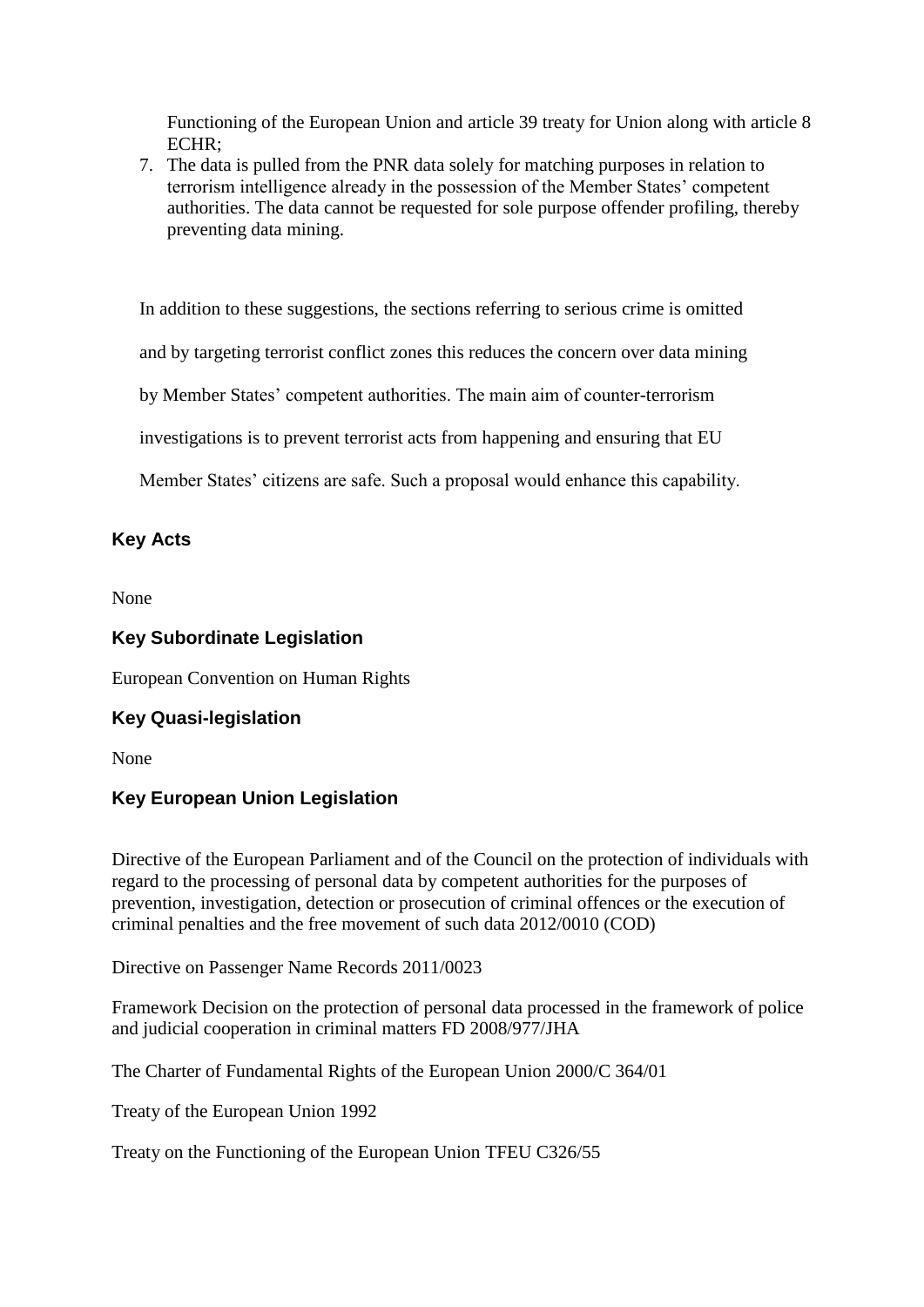Functioning of the European Union and article 39 treaty for Union along with article 8 ECHR;

7. The data is pulled from the PNR data solely for matching purposes in relation to terrorism intelligence already in the possession of the Member States' competent authorities. The data cannot be requested for sole purpose offender profiling, thereby preventing data mining.

In addition to these suggestions, the sections referring to serious crime is omitted and by targeting terrorist conflict zones this reduces the concern over data mining by Member States' competent authorities. The main aim of counter-terrorism investigations is to prevent terrorist acts from happening and ensuring that EU Member States' citizens are safe. Such a proposal would enhance this capability.

## Key Acts

None

## Key Subordinate Legislation

European Convention on Human Rights

## Key Quasi-legislation

None

## Key European Union Legislation

Directive of the European Parliament and of the Council on the protection of individuals with regard to the processing of personal data by competent authorities for the purposes of prevention, investigation, detection or prosecution of criminal offences or the execution of criminal penalties and the free movement of such data 2012/0010 (COD)

Directive on Passenger Name Records 2011/0023

Framework Decision on the protection of personal data processed in the framework of police and judicial cooperation in criminal matters FD 2008/977/JHA

The Charter of Fundamental Rights of the European Union 2000/C 364/01

Treaty of the European Union 1992

Treaty on the Functioning of the European Union TFEU C326/55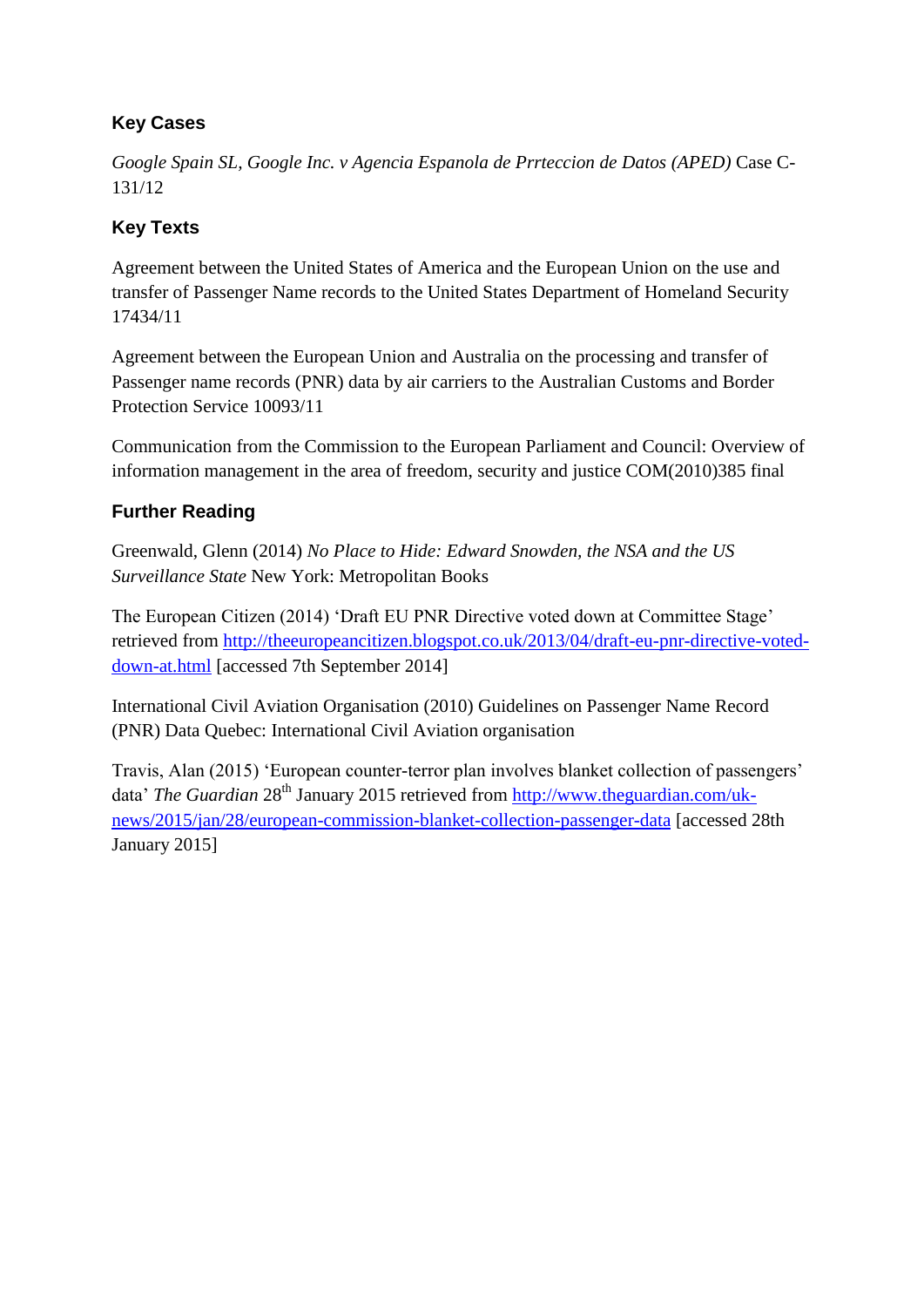### Key Cases

*Google Spain SL, Google Inc. v Agencia Espanola de Prrteccion de Datos (APED)* Case C-131/12

### Key Texts

Agreement between the United States of America and the European Union on the use and transfer of Passenger Name records to the United States Department of Homeland Security 17434/11

Agreement between the European Union and Australia on the processing and transfer of Passenger name records (PNR) data by air carriers to the Australian Customs and Border Protection Service 10093/11

Communication from the Commission to the European Parliament and Council: Overview of information management in the area of freedom, security and justice COM(2010)385 final

### Further Reading

Greenwald, Glenn (2014) *No Place to Hide: Edward Snowden, the NSA and the US Surveillance State* New York: Metropolitan Books

The European Citizen (2014) 'Draft EU PNR Directive voted down at Committee Stage' retrieved from http://theeuropeancitizen.blogspot.co.uk/2013/04/draft-eu-pnr-directive-voted-down-at.html [accessed 7th September 2014]

International Civil Aviation Organisation (2010) Guidelines on Passenger Name Record (PNR) Data Quebec: International Civil Aviation organisation

Travis, Alan (2015) 'European counter-terror plan involves blanket collection of passengers' data' *The Guardian* 28th January 2015 retrieved from http://www.theguardian.com/uk-news/2015/jan/28/european-commission-blanket-collection-passenger-data [accessed 28th January 2015]